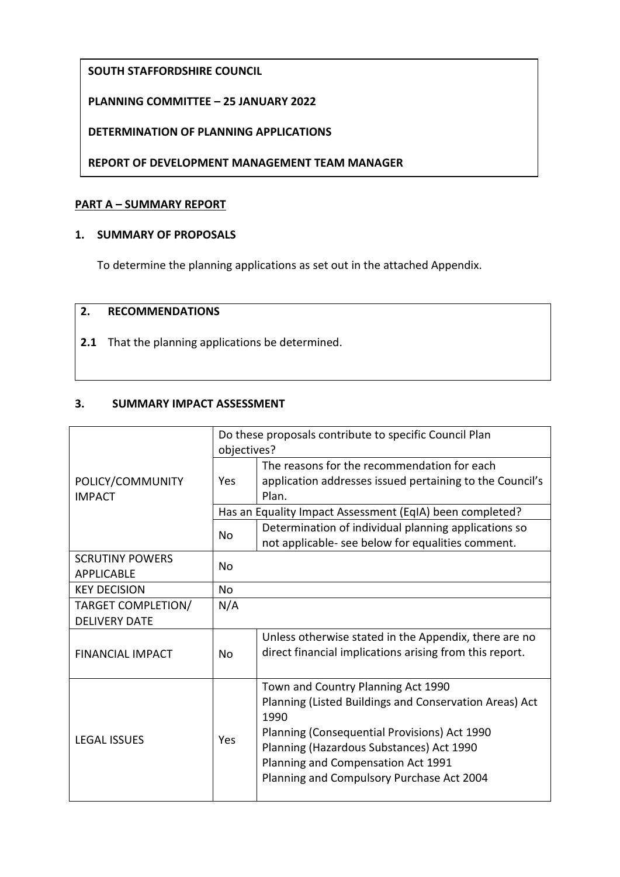**SOUTH STAFFORDSHIRE COUNCIL**

**PLANNING COMMITTEE – 25 JANUARY 2022**

**DETERMINATION OF PLANNING APPLICATIONS**

**REPORT OF DEVELOPMENT MANAGEMENT TEAM MANAGER**

## PART A – SUMMARY REPORT

### 1. SUMMARY OF PROPOSALS

To determine the planning applications as set out in the attached Appendix.

### 2. RECOMMENDATIONS

**2.1** That the planning applications be determined.

### 3. SUMMARY IMPACT ASSESSMENT

| | | |
|---|---|---|
| POLICY/COMMUNITY IMPACT | Do these proposals contribute to specific Council Plan objectives? | |
| | Yes | The reasons for the recommendation for each application addresses issued pertaining to the Council's Plan. |
| | Has an Equality Impact Assessment (EqIA) been completed? | |
| | No | Determination of individual planning applications so not applicable- see below for equalities comment. |
| SCRUTINY POWERS APPLICABLE | No | |
| KEY DECISION | No | |
| TARGET COMPLETION/ DELIVERY DATE | N/A | |
| FINANCIAL IMPACT | No | Unless otherwise stated in the Appendix, there are no direct financial implications arising from this report. |
| LEGAL ISSUES | Yes | Town and Country Planning Act 1990<br>Planning (Listed Buildings and Conservation Areas) Act 1990<br>Planning (Consequential Provisions) Act 1990<br>Planning (Hazardous Substances) Act 1990<br>Planning and Compensation Act 1991<br>Planning and Compulsory Purchase Act 2004 |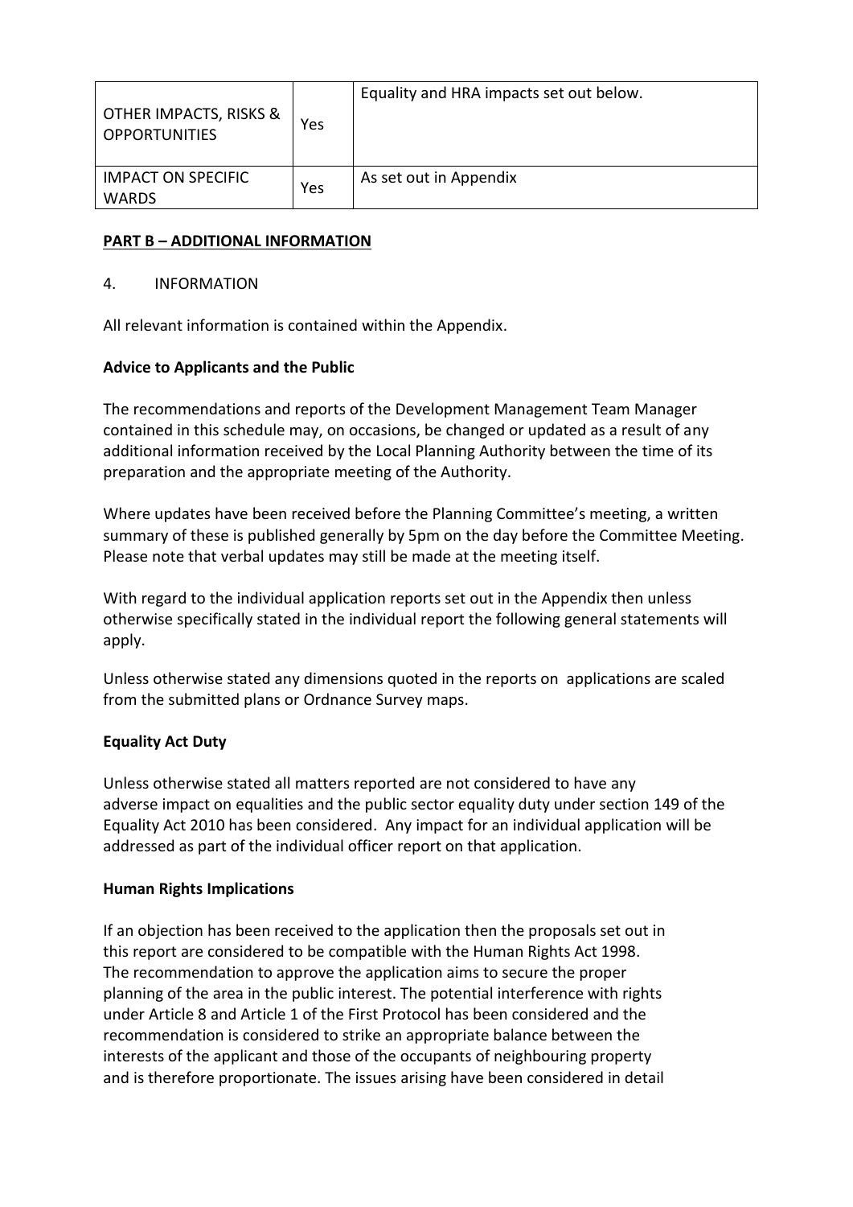| OTHER IMPACTS, RISKS & OPPORTUNITIES | Yes | Equality and HRA impacts set out below. |
|---|---|---|
| IMPACT ON SPECIFIC WARDS | Yes | As set out in Appendix |

**PART B – ADDITIONAL INFORMATION**

4. INFORMATION

All relevant information is contained within the Appendix.

**Advice to Applicants and the Public**

The recommendations and reports of the Development Management Team Manager contained in this schedule may, on occasions, be changed or updated as a result of any additional information received by the Local Planning Authority between the time of its preparation and the appropriate meeting of the Authority.

Where updates have been received before the Planning Committee's meeting, a written summary of these is published generally by 5pm on the day before the Committee Meeting. Please note that verbal updates may still be made at the meeting itself.

With regard to the individual application reports set out in the Appendix then unless otherwise specifically stated in the individual report the following general statements will apply.

Unless otherwise stated any dimensions quoted in the reports on applications are scaled from the submitted plans or Ordnance Survey maps.

**Equality Act Duty**

Unless otherwise stated all matters reported are not considered to have any adverse impact on equalities and the public sector equality duty under section 149 of the Equality Act 2010 has been considered. Any impact for an individual application will be addressed as part of the individual officer report on that application.

**Human Rights Implications**

If an objection has been received to the application then the proposals set out in this report are considered to be compatible with the Human Rights Act 1998. The recommendation to approve the application aims to secure the proper planning of the area in the public interest. The potential interference with rights under Article 8 and Article 1 of the First Protocol has been considered and the recommendation is considered to strike an appropriate balance between the interests of the applicant and those of the occupants of neighbouring property and is therefore proportionate. The issues arising have been considered in detail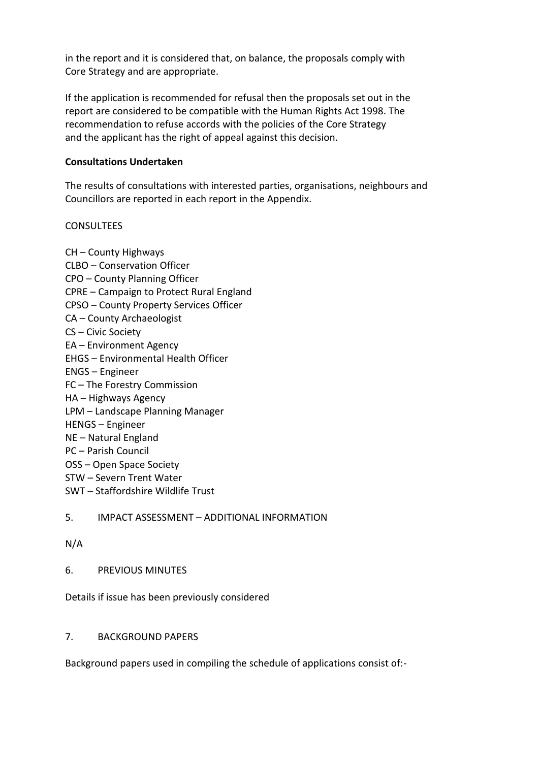in the report and it is considered that, on balance, the proposals comply with Core Strategy and are appropriate.

If the application is recommended for refusal then the proposals set out in the report are considered to be compatible with the Human Rights Act 1998. The recommendation to refuse accords with the policies of the Core Strategy and the applicant has the right of appeal against this decision.

**Consultations Undertaken**

The results of consultations with interested parties, organisations, neighbours and Councillors are reported in each report in the Appendix.

CONSULTEES

CH – County Highways
CLBO – Conservation Officer
CPO – County Planning Officer
CPRE – Campaign to Protect Rural England
CPSO – County Property Services Officer
CA – County Archaeologist
CS – Civic Society
EA – Environment Agency
EHGS – Environmental Health Officer
ENGS – Engineer
FC – The Forestry Commission
HA – Highways Agency
LPM – Landscape Planning Manager
HENGS – Engineer
NE – Natural England
PC – Parish Council
OSS – Open Space Society
STW – Severn Trent Water
SWT – Staffordshire Wildlife Trust

5. IMPACT ASSESSMENT – ADDITIONAL INFORMATION

N/A

6. PREVIOUS MINUTES

Details if issue has been previously considered

7. BACKGROUND PAPERS

Background papers used in compiling the schedule of applications consist of:-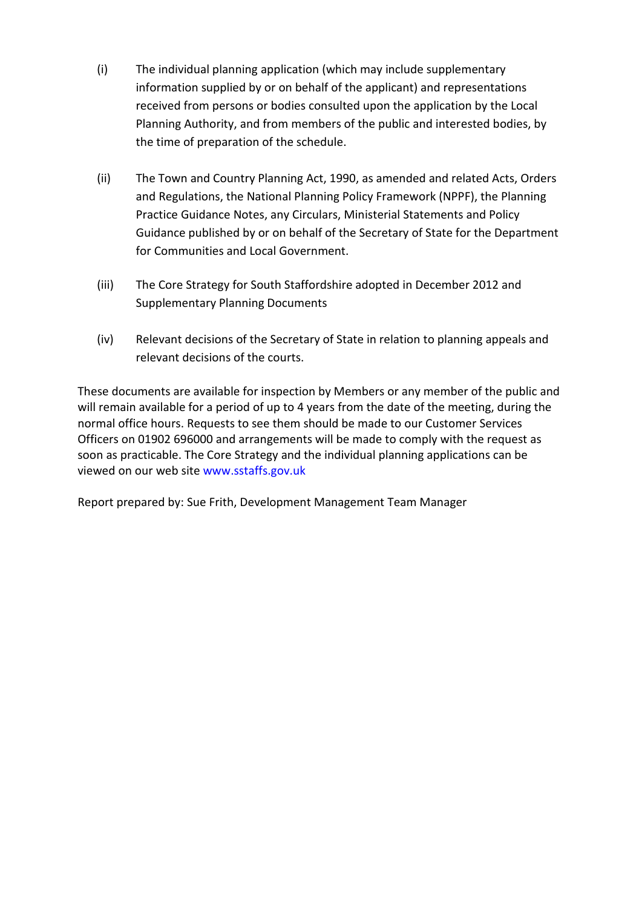(i) The individual planning application (which may include supplementary information supplied by or on behalf of the applicant) and representations received from persons or bodies consulted upon the application by the Local Planning Authority, and from members of the public and interested bodies, by the time of preparation of the schedule.

(ii) The Town and Country Planning Act, 1990, as amended and related Acts, Orders and Regulations, the National Planning Policy Framework (NPPF), the Planning Practice Guidance Notes, any Circulars, Ministerial Statements and Policy Guidance published by or on behalf of the Secretary of State for the Department for Communities and Local Government.

(iii) The Core Strategy for South Staffordshire adopted in December 2012 and Supplementary Planning Documents

(iv) Relevant decisions of the Secretary of State in relation to planning appeals and relevant decisions of the courts.

These documents are available for inspection by Members or any member of the public and will remain available for a period of up to 4 years from the date of the meeting, during the normal office hours. Requests to see them should be made to our Customer Services Officers on 01902 696000 and arrangements will be made to comply with the request as soon as practicable. The Core Strategy and the individual planning applications can be viewed on our web site www.sstaffs.gov.uk

Report prepared by: Sue Frith, Development Management Team Manager